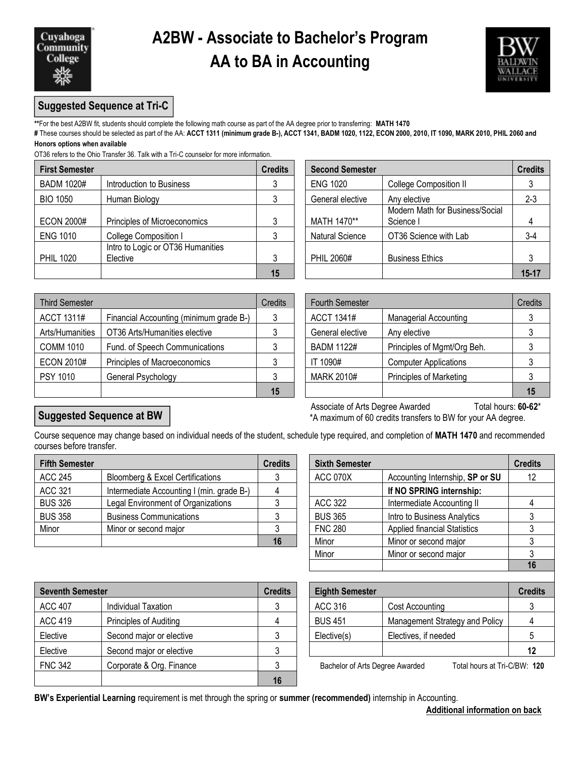# A2BW - Associate to Bachelor's Program
# AA to BA in Accounting

## Suggested Sequence at Tri-C

**For the best A2BW fit, students should complete the following math course as part of the AA degree prior to transferring: **MATH 1470**

# These courses should be selected as part of the AA: **ACCT 1311 (minimum grade B-), ACCT 1341, BADM 1020, 1122, ECON 2000, 2010, IT 1090, MARK 2010, PHIL 2060 and Honors options when available**

OT36 refers to the Ohio Transfer 36. Talk with a Tri-C counselor for more information.

| First Semester | | Credits |
|---|---|---|
| BADM 1020# | Introduction to Business | 3 |
| BIO 1050 | Human Biology | 3 |
| ECON 2000# | Principles of Microeconomics | 3 |
| ENG 1010 | College Composition I | 3 |
| PHIL 1020 | Intro to Logic or OT36 Humanities Elective | 3 |
| | | **15** |

| Second Semester | | Credits |
|---|---|---|
| ENG 1020 | College Composition II | 3 |
| General elective | Any elective | 2-3 |
| MATH 1470** | Modern Math for Business/Social Science I | 4 |
| Natural Science | OT36 Science with Lab | 3-4 |
| PHIL 2060# | Business Ethics | 3 |
| | | **15-17** |

| Third Semester | | Credits |
|---|---|---|
| ACCT 1311# | Financial Accounting (minimum grade B-) | 3 |
| Arts/Humanities | OT36 Arts/Humanities elective | 3 |
| COMM 1010 | Fund. of Speech Communications | 3 |
| ECON 2010# | Principles of Macroeconomics | 3 |
| PSY 1010 | General Psychology | 3 |
| | | **15** |

| Fourth Semester | | Credits |
|---|---|---|
| ACCT 1341# | Managerial Accounting | 3 |
| General elective | Any elective | 3 |
| BADM 1122# | Principles of Mgmt/Org Beh. | 3 |
| IT 1090# | Computer Applications | 3 |
| MARK 2010# | Principles of Marketing | 3 |
| | | **15** |

Associate of Arts Degree Awarded  Total hours: **60-62***

*A maximum of 60 credits transfers to BW for your AA degree.

## Suggested Sequence at BW

Course sequence may change based on individual needs of the student, schedule type required, and completion of **MATH 1470** and recommended courses before transfer.

| Fifth Semester | | Credits |
|---|---|---|
| ACC 245 | Bloomberg & Excel Certifications | 3 |
| ACC 321 | Intermediate Accounting I (min. grade B-) | 4 |
| BUS 326 | Legal Environment of Organizations | 3 |
| BUS 358 | Business Communications | 3 |
| Minor | Minor or second major | 3 |
| | | **16** |

| Sixth Semester | | Credits |
|---|---|---|
| ACC 070X | Accounting Internship, **SP or SU** | 12 |
| | **If NO SPRING internship:** | |
| ACC 322 | Intermediate Accounting II | 4 |
| BUS 365 | Intro to Business Analytics | 3 |
| FNC 280 | Applied financial Statistics | 3 |
| Minor | Minor or second major | 3 |
| Minor | Minor or second major | 3 |
| | | **16** |

| Seventh Semester | | Credits |
|---|---|---|
| ACC 407 | Individual Taxation | 3 |
| ACC 419 | Principles of Auditing | 4 |
| Elective | Second major or elective | 3 |
| Elective | Second major or elective | 3 |
| FNC 342 | Corporate & Org. Finance | 3 |
| | | **16** |

| Eighth Semester | | Credits |
|---|---|---|
| ACC 316 | Cost Accounting | 3 |
| BUS 451 | Management Strategy and Policy | 4 |
| Elective(s) | Electives, if needed | 5 |
| | | **12** |

Bachelor of Arts Degree Awarded  Total hours at Tri-C/BW: **120**

**BW's Experiential Learning** requirement is met through the spring or **summer (recommended)** internship in Accounting.

**Additional information on back**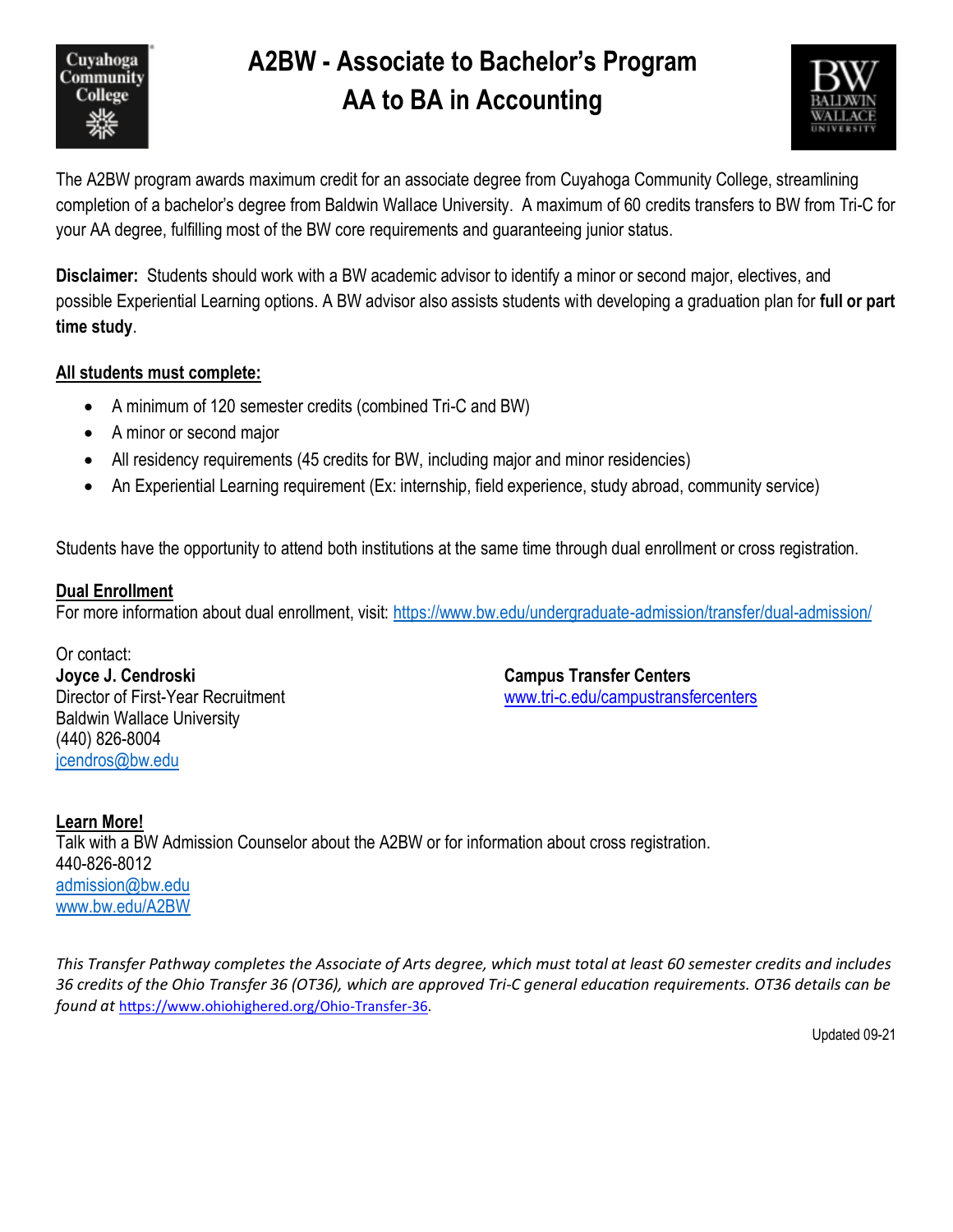# A2BW - Associate to Bachelor's Program
# AA to BA in Accounting

The A2BW program awards maximum credit for an associate degree from Cuyahoga Community College, streamlining completion of a bachelor's degree from Baldwin Wallace University. A maximum of 60 credits transfers to BW from Tri-C for your AA degree, fulfilling most of the BW core requirements and guaranteeing junior status.

**Disclaimer:** Students should work with a BW academic advisor to identify a minor or second major, electives, and possible Experiential Learning options. A BW advisor also assists students with developing a graduation plan for **full or part time study**.

**All students must complete:**

- A minimum of 120 semester credits (combined Tri-C and BW)
- A minor or second major
- All residency requirements (45 credits for BW, including major and minor residencies)
- An Experiential Learning requirement (Ex: internship, field experience, study abroad, community service)

Students have the opportunity to attend both institutions at the same time through dual enrollment or cross registration.

**Dual Enrollment**
For more information about dual enrollment, visit: https://www.bw.edu/undergraduate-admission/transfer/dual-admission/

Or contact:
**Joyce J. Cendroski**
Director of First-Year Recruitment
Baldwin Wallace University
(440) 826-8004
jcendros@bw.edu

**Campus Transfer Centers**
www.tri-c.edu/campustransfercenters

**Learn More!**
Talk with a BW Admission Counselor about the A2BW or for information about cross registration.
440-826-8012
admission@bw.edu
www.bw.edu/A2BW

*This Transfer Pathway completes the Associate of Arts degree, which must total at least 60 semester credits and includes 36 credits of the Ohio Transfer 36 (OT36), which are approved Tri-C general education requirements. OT36 details can be found at* https://www.ohiohighered.org/Ohio-Transfer-36.

Updated 09-21